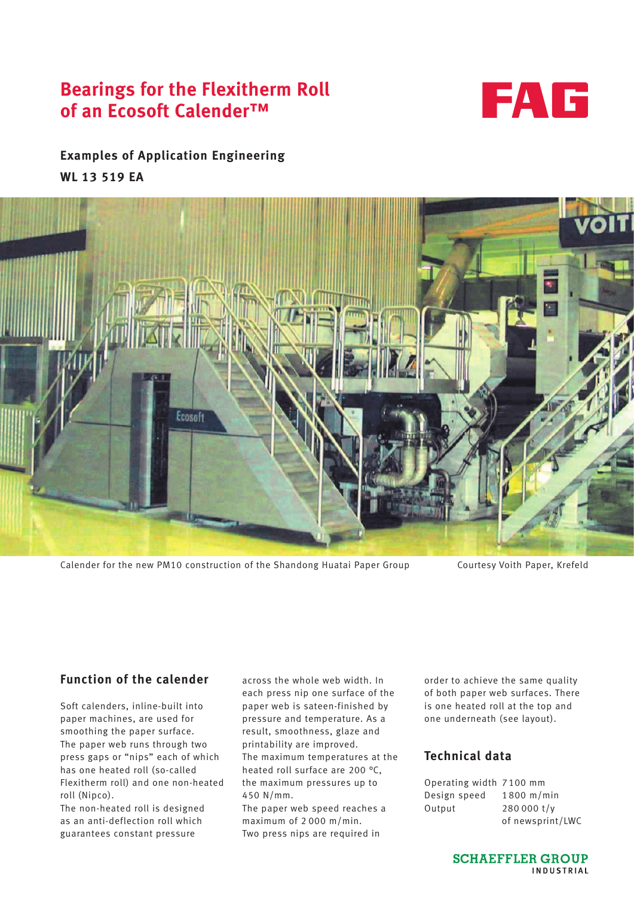# Bearings for the Flexitherm Roll of an Ecosoft Calender™

FAG

**Examples of Application Engineering**

**WL 13 519 EA**

Calender for the new PM10 construction of the Shandong Huatai Paper Group

Courtesy Voith Paper, Krefeld

## Function of the calender

Soft calenders, inline-built into paper machines, are used for smoothing the paper surface.
The paper web runs through two press gaps or "nips" each of which has one heated roll (so-called Flexitherm roll) and one non-heated roll (Nipco).
The non-heated roll is designed as an anti-deflection roll which guarantees constant pressure across the whole web width. In each press nip one surface of the paper web is sateen-finished by pressure and temperature. As a result, smoothness, glaze and printability are improved.
The maximum temperatures at the heated roll surface are 200 °C, the maximum pressures up to 450 N/mm.
The paper web speed reaches a maximum of 2 000 m/min.
Two press nips are required in order to achieve the same quality of both paper web surfaces. There is one heated roll at the top and one underneath (see layout).

## Technical data

| | |
|---|---|
| Operating width | 7 100 mm |
| Design speed | 1 800 m/min |
| Output | 280 000 t/y of newsprint/LWC |

SCHAEFFLER GROUP INDUSTRIAL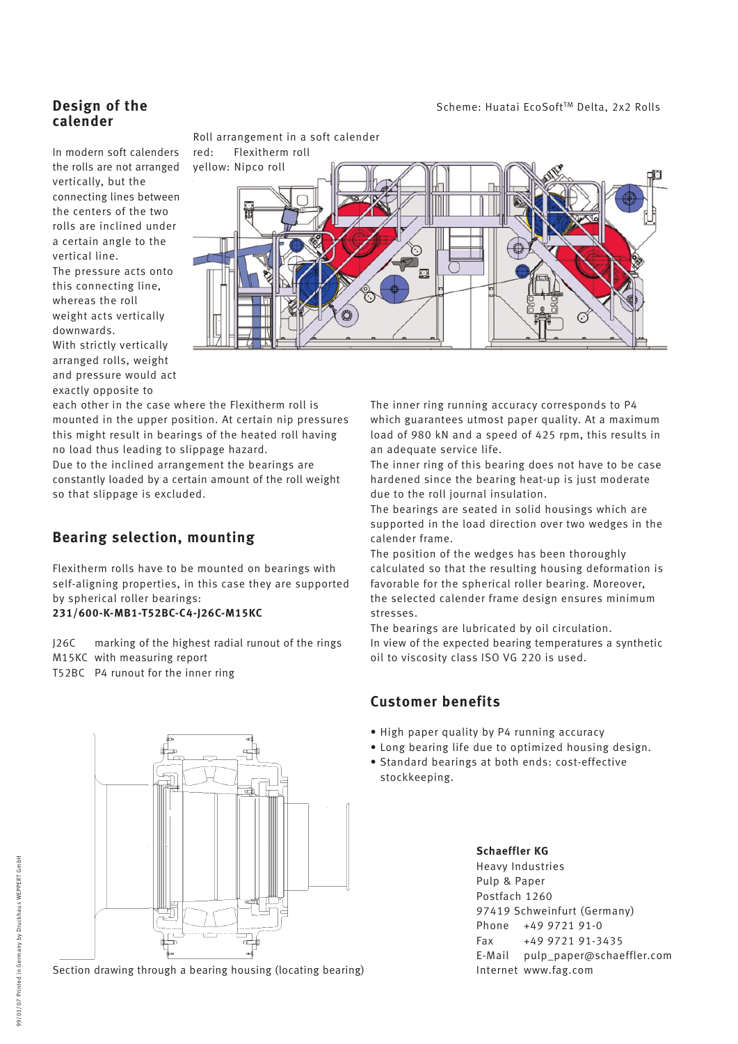## Design of the calender

Scheme: Huatai EcoSoft™ Delta, 2x2 Rolls

Roll arrangement in a soft calender
red: Flexitherm roll
yellow: Nipco roll

In modern soft calenders the rolls are not arranged vertically, but the connecting lines between the centers of the two rolls are inclined under a certain angle to the vertical line.
The pressure acts onto this connecting line, whereas the roll weight acts vertically downwards.
With strictly vertically arranged rolls, weight and pressure would act exactly opposite to each other in the case where the Flexitherm roll is mounted in the upper position. At certain nip pressures this might result in bearings of the heated roll having no load thus leading to slippage hazard.
Due to the inclined arrangement the bearings are constantly loaded by a certain amount of the roll weight so that slippage is excluded.

## Bearing selection, mounting

Flexitherm rolls have to be mounted on bearings with self-aligning properties, in this case they are supported by spherical roller bearings:
**231/600-K-MB1-T52BC-C4-J26C-M15KC**

J26C marking of the highest radial runout of the rings
M15KC with measuring report
T52BC P4 runout for the inner ring

Section drawing through a bearing housing (locating bearing)

The inner ring running accuracy corresponds to P4 which guarantees utmost paper quality. At a maximum load of 980 kN and a speed of 425 rpm, this results in an adequate service life.
The inner ring of this bearing does not have to be case hardened since the bearing heat-up is just moderate due to the roll journal insulation.
The bearings are seated in solid housings which are supported in the load direction over two wedges in the calender frame.
The position of the wedges has been thoroughly calculated so that the resulting housing deformation is favorable for the spherical roller bearing. Moreover, the selected calender frame design ensures minimum stresses.
The bearings are lubricated by oil circulation.
In view of the expected bearing temperatures a synthetic oil to viscosity class ISO VG 220 is used.

## Customer benefits

- High paper quality by P4 running accuracy
- Long bearing life due to optimized housing design.
- Standard bearings at both ends: cost-effective stockkeeping.

**Schaeffler KG**
Heavy Industries
Pulp & Paper
Postfach 1260
97419 Schweinfurt (Germany)
Phone +49 9721 91-0
Fax +49 9721 91-3435
E-Mail pulp_paper@schaeffler.com
Internet www.fag.com

99/01/07 Printed in Germany by Druckhaus WEPPERT GmbH